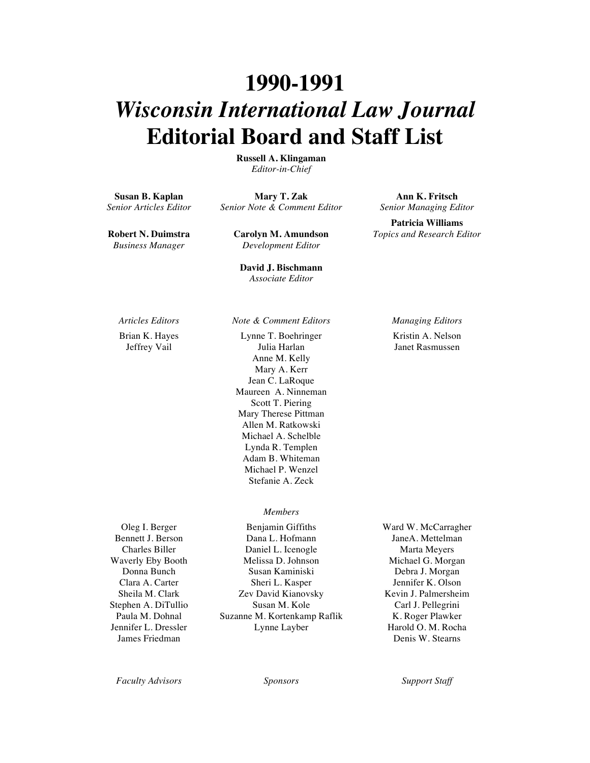# 1990-1991
# *Wisconsin International Law Journal*
# Editorial Board and Staff List

**Russell A. Klingaman**
*Editor-in-Chief*

**Susan B. Kaplan**
*Senior Articles Editor*

**Mary T. Zak**
*Senior Note & Comment Editor*

**Ann K. Fritsch**
*Senior Managing Editor*

**Robert N. Duimstra**
*Business Manager*

**Carolyn M. Amundson**
*Development Editor*

**Patricia Williams**
*Topics and Research Editor*

**David J. Bischmann**
*Associate Editor*

*Articles Editors*

Brian K. Hayes
Jeffrey Vail

*Note & Comment Editors*

Lynne T. Boehringer
Julia Harlan
Anne M. Kelly
Mary A. Kerr
Jean C. LaRoque
Maureen A. Ninneman
Scott T. Piering
Mary Therese Pittman
Allen M. Ratkowski
Michael A. Schelble
Lynda R. Templen
Adam B. Whiteman
Michael P. Wenzel
Stefanie A. Zeck

*Managing Editors*

Kristin A. Nelson
Janet Rasmussen

*Members*

Oleg I. Berger
Bennett J. Berson
Charles Biller
Waverly Eby Booth
Donna Bunch
Clara A. Carter
Sheila M. Clark
Stephen A. DiTullio
Paula M. Dohnal
Jennifer L. Dressler
James Friedman
Benjamin Giffiths
Dana L. Hofmann
Daniel L. Icenogle
Melissa D. Johnson
Susan Kaminiski
Sheri L. Kasper
Zev David Kianovsky
Susan M. Kole
Suzanne M. Kortenkamp Raflik
Lynne Layber
Ward W. McCarragher
JaneA. Mettelman
Marta Meyers
Michael G. Morgan
Debra J. Morgan
Jennifer K. Olson
Kevin J. Palmersheim
Carl J. Pellegrini
K. Roger Plawker
Harold O. M. Rocha
Denis W. Stearns

*Faculty Advisors*

*Sponsors*

*Support Staff*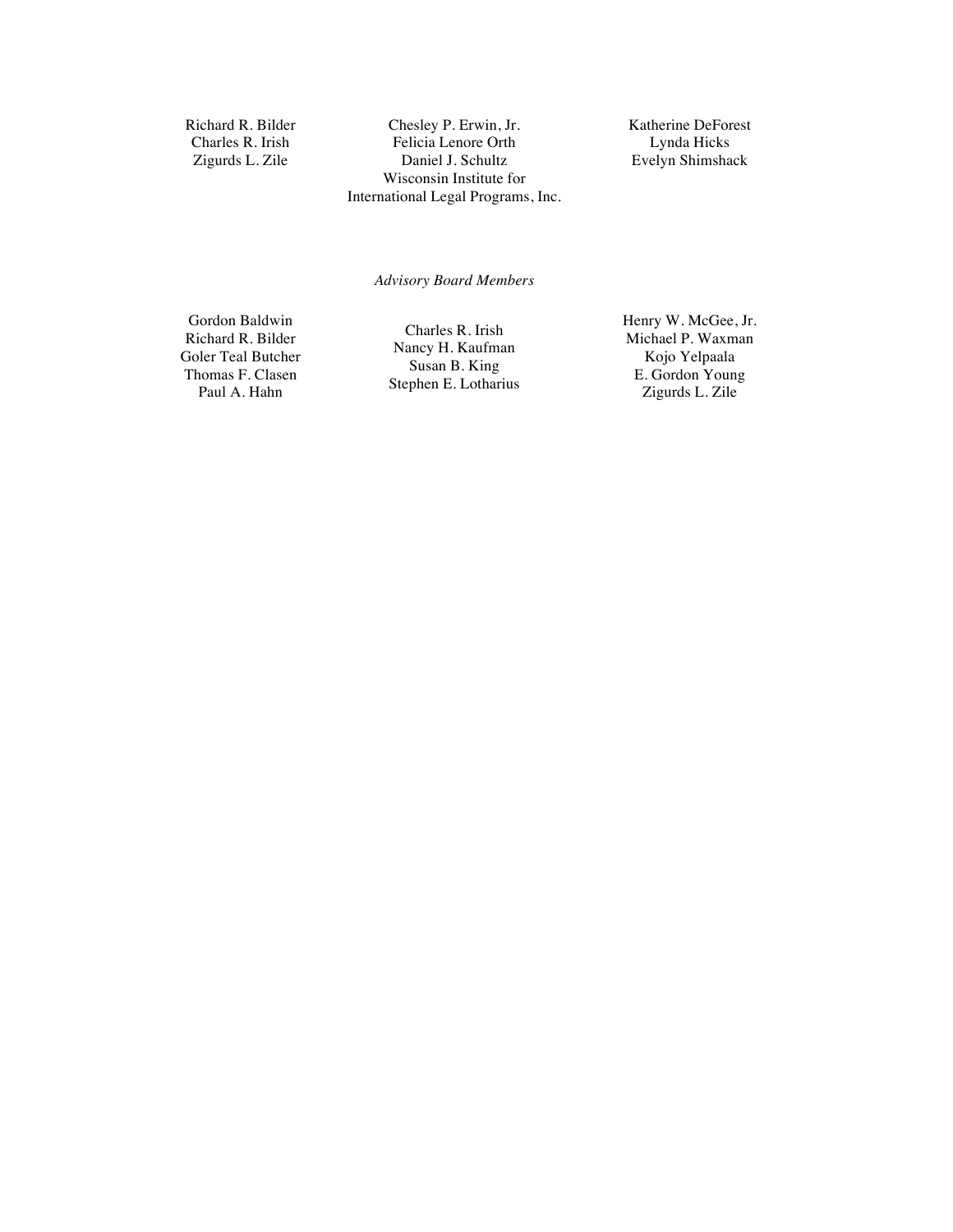Richard R. Bilder
Charles R. Irish
Zigurds L. Zile

Chesley P. Erwin, Jr.
Felicia Lenore Orth
Daniel J. Schultz
Wisconsin Institute for
International Legal Programs, Inc.

Katherine DeForest
Lynda Hicks
Evelyn Shimshack

*Advisory Board Members*

Gordon Baldwin
Richard R. Bilder
Goler Teal Butcher
Thomas F. Clasen
Paul A. Hahn

Charles R. Irish
Nancy H. Kaufman
Susan B. King
Stephen E. Lotharius

Henry W. McGee, Jr.
Michael P. Waxman
Kojo Yelpaala
E. Gordon Young
Zigurds L. Zile